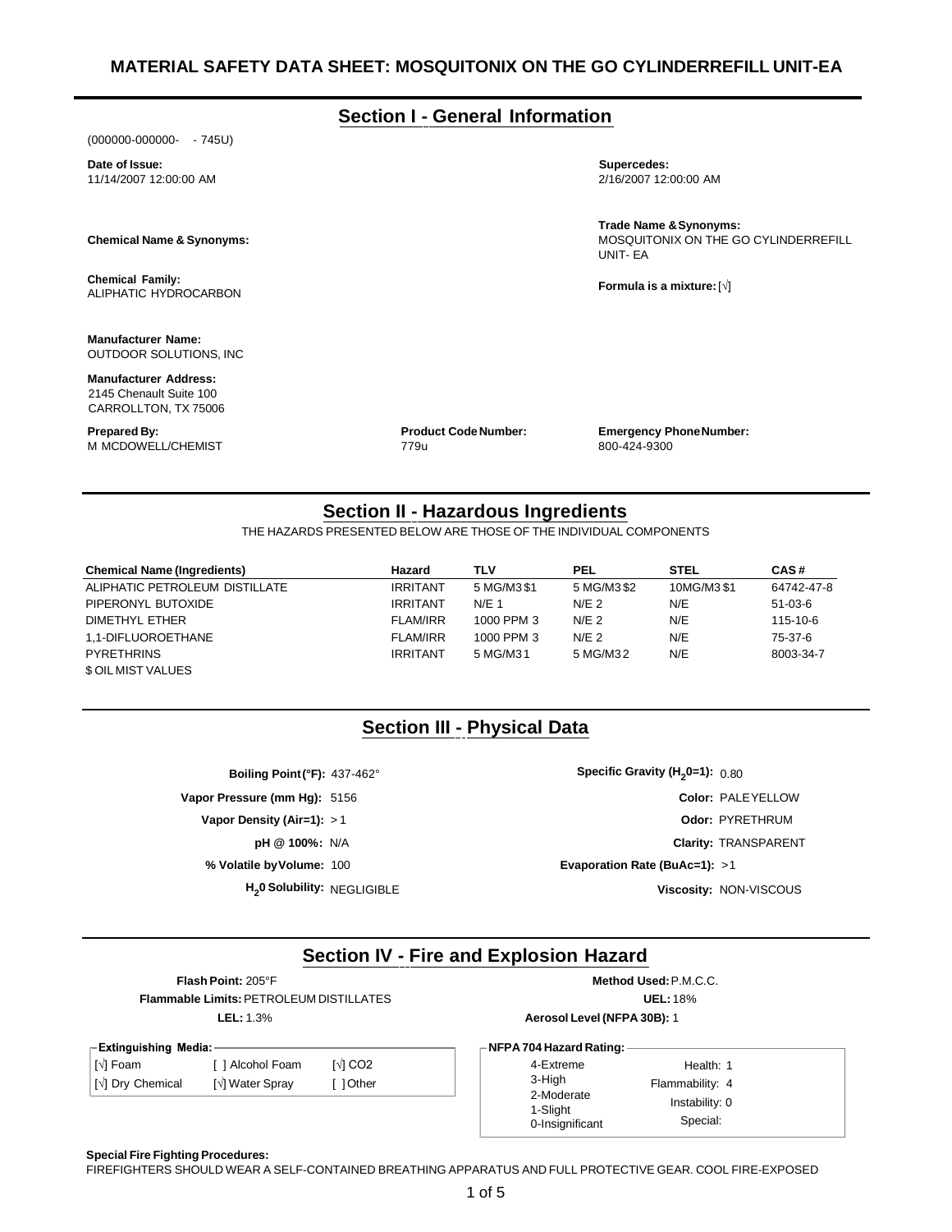# MATERIAL SAFETY DATA SHEET: MOSQUITONIX ON THE GO CYLINDERREFILL UNIT-EA

## Section I - General Information

(000000-000000- - 745U)

**Date of Issue:**
11/14/2007 12:00:00 AM

**Supercedes:**
2/16/2007 12:00:00 AM

**Chemical Name & Synonyms:**

**Trade Name & Synonyms:**
MOSQUITONIX ON THE GO CYLINDERREFILL UNIT- EA

**Chemical Family:**
ALIPHATIC HYDROCARBON

**Formula is a mixture:** [√]

**Manufacturer Name:**
OUTDOOR SOLUTIONS, INC

**Manufacturer Address:**
2145 Chenault Suite 100
CARROLLTON, TX 75006

**Prepared By:**
M MCDOWELL/CHEMIST

**Product Code Number:**
779u

**Emergency Phone Number:**
800-424-9300

## Section II - Hazardous Ingredients

THE HAZARDS PRESENTED BELOW ARE THOSE OF THE INDIVIDUAL COMPONENTS

| Chemical Name (Ingredients) | Hazard | TLV | PEL | STEL | CAS # |
|---|---|---|---|---|---|
| ALIPHATIC PETROLEUM DISTILLATE | IRRITANT | 5 MG/M3 $1 | 5 MG/M3 $2 | 10MG/M3 $1 | 64742-47-8 |
| PIPERONYL BUTOXIDE | IRRITANT | N/E 1 | N/E 2 | N/E | 51-03-6 |
| DIMETHYL ETHER | FLAM/IRR | 1000 PPM 3 | N/E 2 | N/E | 115-10-6 |
| 1,1-DIFLUOROETHANE | FLAM/IRR | 1000 PPM 3 | N/E 2 | N/E | 75-37-6 |
| PYRETHRINS | IRRITANT | 5 MG/M3 1 | 5 MG/M3 2 | N/E | 8003-34-7 |

$ OIL MIST VALUES

## Section III - Physical Data

**Boiling Point (°F):** 437-462°

**Vapor Pressure (mm Hg):** 5156

**Vapor Density (Air=1):** > 1

**pH @ 100%:** N/A

**% Volatile by Volume:** 100

**$H_2O$ Solubility:** NEGLIGIBLE

**Specific Gravity ($H_2O$=1):** 0.80

**Color:** PALE YELLOW

**Odor:** PYRETHRUM

**Clarity:** TRANSPARENT

**Evaporation Rate (BuAc=1):** >1

**Viscosity:** NON-VISCOUS

## Section IV - Fire and Explosion Hazard

**Flash Point:** 205°F

**Method Used:** P.M.C.C.

**Flammable Limits:** PETROLEUM DISTILLATES

**UEL:** 18%

**LEL:** 1.3%

**Aerosol Level (NFPA 30B):** 1

**Extinguishing Media:**

| | | |
|---|---|---|
| [√] Foam | [ ] Alcohol Foam | [√] CO2 |
| [√] Dry Chemical | [√] Water Spray | [ ] Other |

**NFPA 704 Hazard Rating:**

4-Extreme
3-High
2-Moderate
1-Slight
0-Insignificant

Health: 1
Flammability: 4
Instability: 0
Special:

**Special Fire Fighting Procedures:**
FIREFIGHTERS SHOULD WEAR A SELF-CONTAINED BREATHING APPARATUS AND FULL PROTECTIVE GEAR. COOL FIRE-EXPOSED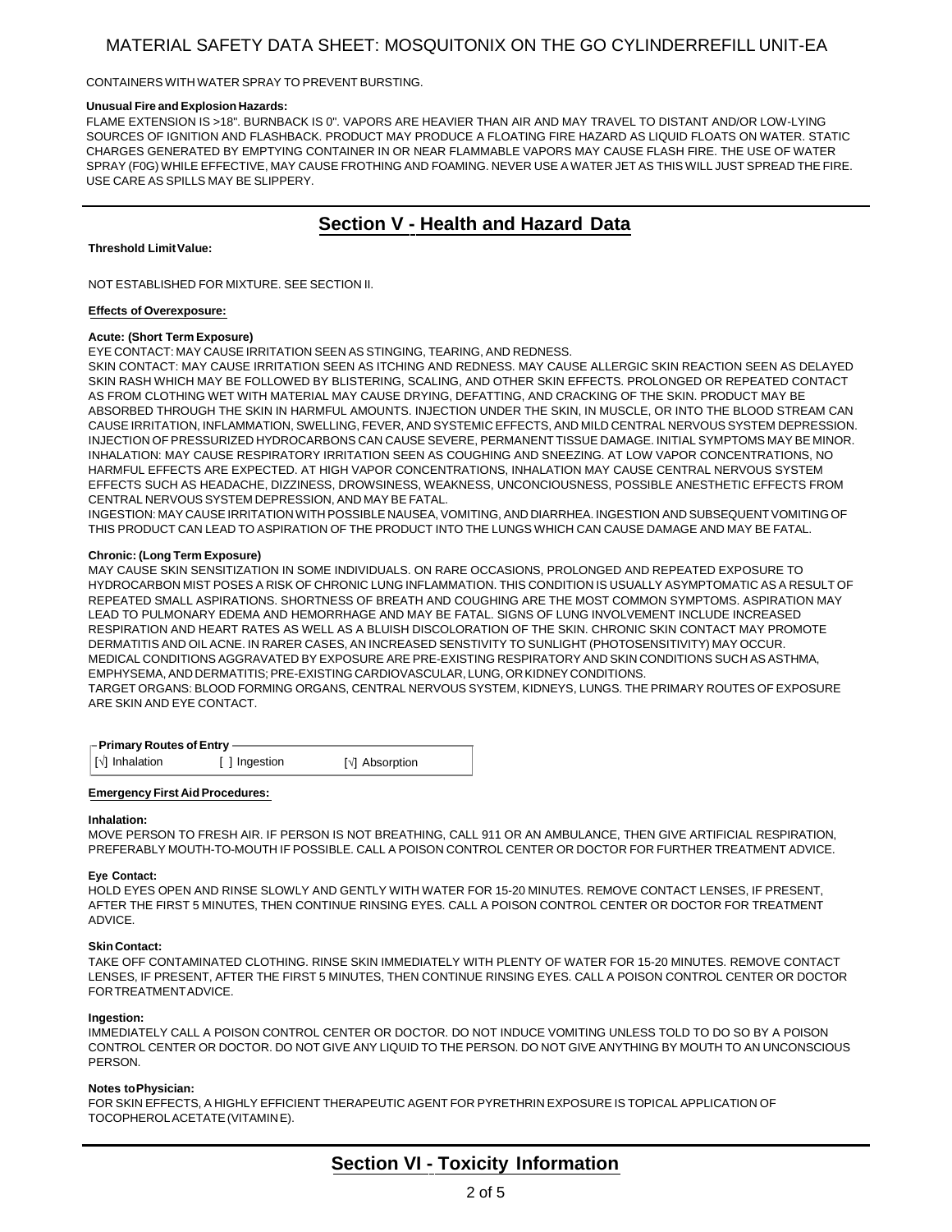CONTAINERS WITH WATER SPRAY TO PREVENT BURSTING.

**Unusual Fire and Explosion Hazards:**

FLAME EXTENSION IS >18". BURNBACK IS 0". VAPORS ARE HEAVIER THAN AIR AND MAY TRAVEL TO DISTANT AND/OR LOW-LYING SOURCES OF IGNITION AND FLASHBACK. PRODUCT MAY PRODUCE A FLOATING FIRE HAZARD AS LIQUID FLOATS ON WATER. STATIC CHARGES GENERATED BY EMPTYING CONTAINER IN OR NEAR FLAMMABLE VAPORS MAY CAUSE FLASH FIRE. THE USE OF WATER SPRAY (F0G) WHILE EFFECTIVE, MAY CAUSE FROTHING AND FOAMING. NEVER USE A WATER JET AS THIS WILL JUST SPREAD THE FIRE. USE CARE AS SPILLS MAY BE SLIPPERY.

## Section V - Health and Hazard Data

**Threshold Limit Value:**

NOT ESTABLISHED FOR MIXTURE. SEE SECTION II.

**Effects of Overexposure:**

**Acute: (Short Term Exposure)**

EYE CONTACT: MAY CAUSE IRRITATION SEEN AS STINGING, TEARING, AND REDNESS.

SKIN CONTACT: MAY CAUSE IRRITATION SEEN AS ITCHING AND REDNESS. MAY CAUSE ALLERGIC SKIN REACTION SEEN AS DELAYED SKIN RASH WHICH MAY BE FOLLOWED BY BLISTERING, SCALING, AND OTHER SKIN EFFECTS. PROLONGED OR REPEATED CONTACT AS FROM CLOTHING WET WITH MATERIAL MAY CAUSE DRYING, DEFATTING, AND CRACKING OF THE SKIN. PRODUCT MAY BE ABSORBED THROUGH THE SKIN IN HARMFUL AMOUNTS. INJECTION UNDER THE SKIN, IN MUSCLE, OR INTO THE BLOOD STREAM CAN CAUSE IRRITATION, INFLAMMATION, SWELLING, FEVER, AND SYSTEMIC EFFECTS, AND MILD CENTRAL NERVOUS SYSTEM DEPRESSION. INJECTION OF PRESSURIZED HYDROCARBONS CAN CAUSE SEVERE, PERMANENT TISSUE DAMAGE. INITIAL SYMPTOMS MAY BE MINOR.

INHALATION: MAY CAUSE RESPIRATORY IRRITATION SEEN AS COUGHING AND SNEEZING. AT LOW VAPOR CONCENTRATIONS, NO HARMFUL EFFECTS ARE EXPECTED. AT HIGH VAPOR CONCENTRATIONS, INHALATION MAY CAUSE CENTRAL NERVOUS SYSTEM EFFECTS SUCH AS HEADACHE, DIZZINESS, DROWSINESS, WEAKNESS, UNCONCIOUSNESS, POSSIBLE ANESTHETIC EFFECTS FROM CENTRAL NERVOUS SYSTEM DEPRESSION, AND MAY BE FATAL.

INGESTION: MAY CAUSE IRRITATION WITH POSSIBLE NAUSEA, VOMITING, AND DIARRHEA. INGESTION AND SUBSEQUENT VOMITING OF THIS PRODUCT CAN LEAD TO ASPIRATION OF THE PRODUCT INTO THE LUNGS WHICH CAN CAUSE DAMAGE AND MAY BE FATAL.

**Chronic: (Long Term Exposure)**

MAY CAUSE SKIN SENSITIZATION IN SOME INDIVIDUALS. ON RARE OCCASIONS, PROLONGED AND REPEATED EXPOSURE TO HYDROCARBON MIST POSES A RISK OF CHRONIC LUNG INFLAMMATION. THIS CONDITION IS USUALLY ASYMPTOMATIC AS A RESULT OF REPEATED SMALL ASPIRATIONS. SHORTNESS OF BREATH AND COUGHING ARE THE MOST COMMON SYMPTOMS. ASPIRATION MAY LEAD TO PULMONARY EDEMA AND HEMORRHAGE AND MAY BE FATAL. SIGNS OF LUNG INVOLVEMENT INCLUDE INCREASED RESPIRATION AND HEART RATES AS WELL AS A BLUISH DISCOLORATION OF THE SKIN. CHRONIC SKIN CONTACT MAY PROMOTE DERMATITIS AND OIL ACNE. IN RARER CASES, AN INCREASED SENSTIVITY TO SUNLIGHT (PHOTOSENSITIVITY) MAY OCCUR.

MEDICAL CONDITIONS AGGRAVATED BY EXPOSURE ARE PRE-EXISTING RESPIRATORY AND SKIN CONDITIONS SUCH AS ASTHMA, EMPHYSEMA, AND DERMATITIS; PRE-EXISTING CARDIOVASCULAR, LUNG, OR KIDNEY CONDITIONS.

TARGET ORGANS: BLOOD FORMING ORGANS, CENTRAL NERVOUS SYSTEM, KIDNEYS, LUNGS. THE PRIMARY ROUTES OF EXPOSURE ARE SKIN AND EYE CONTACT.

**Primary Routes of Entry**

[√] Inhalation [ ] Ingestion [√] Absorption

**Emergency First Aid Procedures:**

**Inhalation:**

MOVE PERSON TO FRESH AIR. IF PERSON IS NOT BREATHING, CALL 911 OR AN AMBULANCE, THEN GIVE ARTIFICIAL RESPIRATION, PREFERABLY MOUTH-TO-MOUTH IF POSSIBLE. CALL A POISON CONTROL CENTER OR DOCTOR FOR FURTHER TREATMENT ADVICE.

**Eye Contact:**

HOLD EYES OPEN AND RINSE SLOWLY AND GENTLY WITH WATER FOR 15-20 MINUTES. REMOVE CONTACT LENSES, IF PRESENT, AFTER THE FIRST 5 MINUTES, THEN CONTINUE RINSING EYES. CALL A POISON CONTROL CENTER OR DOCTOR FOR TREATMENT ADVICE.

**Skin Contact:**

TAKE OFF CONTAMINATED CLOTHING. RINSE SKIN IMMEDIATELY WITH PLENTY OF WATER FOR 15-20 MINUTES. REMOVE CONTACT LENSES, IF PRESENT, AFTER THE FIRST 5 MINUTES, THEN CONTINUE RINSING EYES. CALL A POISON CONTROL CENTER OR DOCTOR FOR TREATMENT ADVICE.

**Ingestion:**

IMMEDIATELY CALL A POISON CONTROL CENTER OR DOCTOR. DO NOT INDUCE VOMITING UNLESS TOLD TO DO SO BY A POISON CONTROL CENTER OR DOCTOR. DO NOT GIVE ANY LIQUID TO THE PERSON. DO NOT GIVE ANYTHING BY MOUTH TO AN UNCONSCIOUS PERSON.

**Notes to Physician:**

FOR SKIN EFFECTS, A HIGHLY EFFICIENT THERAPEUTIC AGENT FOR PYRETHRIN EXPOSURE IS TOPICAL APPLICATION OF TOCOPHEROL ACETATE (VITAMIN E).

## Section VI - Toxicity Information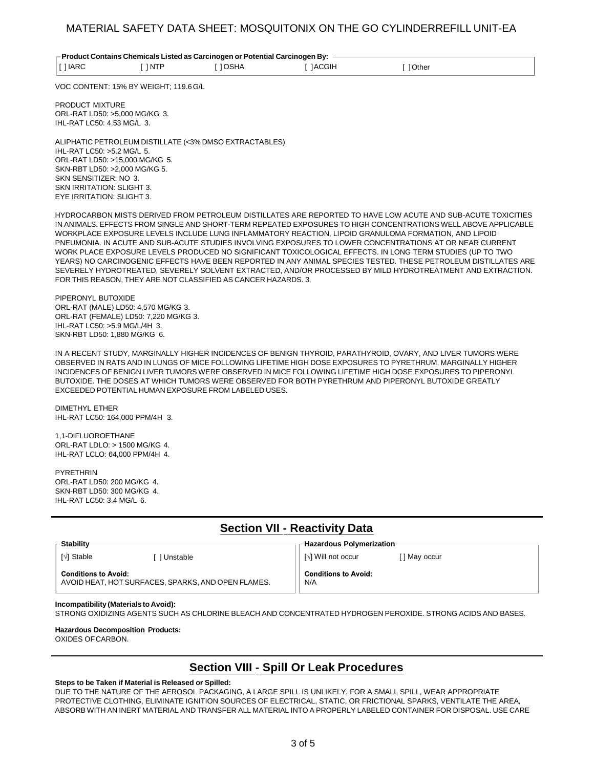| Product Contains Chemicals Listed as Carcinogen or Potential Carcinogen By: | | | | |
|---|---|---|---|---|
| [ ] IARC | [ ] NTP | [ ] OSHA | [ ] ACGIH | [ ] Other |

VOC CONTENT: 15% BY WEIGHT; 119.6 G/L

PRODUCT MIXTURE
ORL-RAT LD50: >5,000 MG/KG 3.
IHL-RAT LC50: 4.53 MG/L 3.

ALIPHATIC PETROLEUM DISTILLATE (<3% DMSO EXTRACTABLES)
IHL-RAT LC50: >5.2 MG/L 5.
ORL-RAT LD50: >15,000 MG/KG 5.
SKN-RBT LD50: >2,000 MG/KG 5.
SKN SENSITIZER: NO 3.
SKN IRRITATION: SLIGHT 3.
EYE IRRITATION: SLIGHT 3.

HYDROCARBON MISTS DERIVED FROM PETROLEUM DISTILLATES ARE REPORTED TO HAVE LOW ACUTE AND SUB-ACUTE TOXICITIES IN ANIMALS. EFFECTS FROM SINGLE AND SHORT-TERM REPEATED EXPOSURES TO HIGH CONCENTRATIONS WELL ABOVE APPLICABLE WORKPLACE EXPOSURE LEVELS INCLUDE LUNG INFLAMMATORY REACTION, LIPOID GRANULOMA FORMATION, AND LIPOID PNEUMONIA. IN ACUTE AND SUB-ACUTE STUDIES INVOLVING EXPOSURES TO LOWER CONCENTRATIONS AT OR NEAR CURRENT WORK PLACE EXPOSURE LEVELS PRODUCED NO SIGNIFICANT TOXICOLOGICAL EFFECTS. IN LONG TERM STUDIES (UP TO TWO YEARS) NO CARCINOGENIC EFFECTS HAVE BEEN REPORTED IN ANY ANIMAL SPECIES TESTED. THESE PETROLEUM DISTILLATES ARE SEVERELY HYDROTREATED, SEVERELY SOLVENT EXTRACTED, AND/OR PROCESSED BY MILD HYDROTREATMENT AND EXTRACTION. FOR THIS REASON, THEY ARE NOT CLASSIFIED AS CANCER HAZARDS. 3.

PIPERONYL BUTOXIDE
ORL-RAT (MALE) LD50: 4,570 MG/KG 3.
ORL-RAT (FEMALE) LD50: 7,220 MG/KG 3.
IHL-RAT LC50: >5.9 MG/L/4H 3.
SKN-RBT LD50: 1,880 MG/KG 6.

IN A RECENT STUDY, MARGINALLY HIGHER INCIDENCES OF BENIGN THYROID, PARATHYROID, OVARY, AND LIVER TUMORS WERE OBSERVED IN RATS AND IN LUNGS OF MICE FOLLOWING LIFETIME HIGH DOSE EXPOSURES TO PYRETHRUM. MARGINALLY HIGHER INCIDENCES OF BENIGN LIVER TUMORS WERE OBSERVED IN MICE FOLLOWING LIFETIME HIGH DOSE EXPOSURES TO PIPERONYL BUTOXIDE. THE DOSES AT WHICH TUMORS WERE OBSERVED FOR BOTH PYRETHRUM AND PIPERONYL BUTOXIDE GREATLY EXCEEDED POTENTIAL HUMAN EXPOSURE FROM LABELED USES.

DIMETHYL ETHER
IHL-RAT LC50: 164,000 PPM/4H 3.

1,1-DIFLUOROETHANE
ORL-RAT LDLO: > 1500 MG/KG 4.
IHL-RAT LCLO: 64,000 PPM/4H 4.

PYRETHRIN
ORL-RAT LD50: 200 MG/KG 4.
SKN-RBT LD50: 300 MG/KG 4.
IHL-RAT LC50: 3.4 MG/L 6.

## Section VII - Reactivity Data

**Stability**

[√] Stable [ ] Unstable

**Conditions to Avoid:**
AVOID HEAT, HOT SURFACES, SPARKS, AND OPEN FLAMES.

**Hazardous Polymerization**

[√] Will not occur [ ] May occur

**Conditions to Avoid:**
N/A

**Incompatibility (Materials to Avoid):**
STRONG OXIDIZING AGENTS SUCH AS CHLORINE BLEACH AND CONCENTRATED HYDROGEN PEROXIDE. STRONG ACIDS AND BASES.

**Hazardous Decomposition Products:**
OXIDES OF CARBON.

## Section VIII - Spill Or Leak Procedures

**Steps to be Taken if Material is Released or Spilled:**
DUE TO THE NATURE OF THE AEROSOL PACKAGING, A LARGE SPILL IS UNLIKELY. FOR A SMALL SPILL, WEAR APPROPRIATE PROTECTIVE CLOTHING, ELIMINATE IGNITION SOURCES OF ELECTRICAL, STATIC, OR FRICTIONAL SPARKS, VENTILATE THE AREA, ABSORB WITH AN INERT MATERIAL AND TRANSFER ALL MATERIAL INTO A PROPERLY LABELED CONTAINER FOR DISPOSAL. USE CARE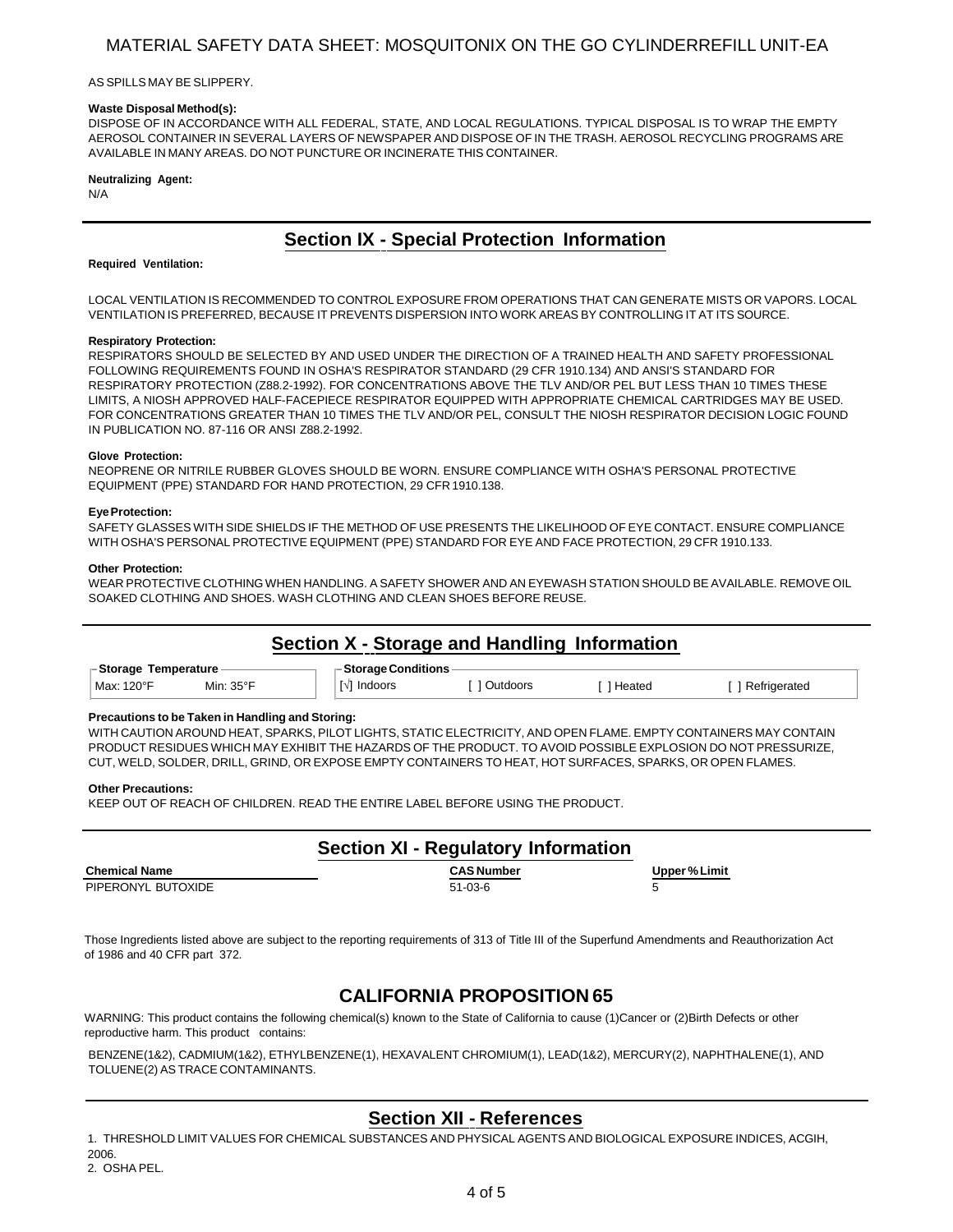AS SPILLS MAY BE SLIPPERY.

**Waste Disposal Method(s):**
DISPOSE OF IN ACCORDANCE WITH ALL FEDERAL, STATE, AND LOCAL REGULATIONS. TYPICAL DISPOSAL IS TO WRAP THE EMPTY AEROSOL CONTAINER IN SEVERAL LAYERS OF NEWSPAPER AND DISPOSE OF IN THE TRASH. AEROSOL RECYCLING PROGRAMS ARE AVAILABLE IN MANY AREAS. DO NOT PUNCTURE OR INCINERATE THIS CONTAINER.

**Neutralizing Agent:**
N/A

## Section IX - Special Protection Information

**Required Ventilation:**

LOCAL VENTILATION IS RECOMMENDED TO CONTROL EXPOSURE FROM OPERATIONS THAT CAN GENERATE MISTS OR VAPORS. LOCAL VENTILATION IS PREFERRED, BECAUSE IT PREVENTS DISPERSION INTO WORK AREAS BY CONTROLLING IT AT ITS SOURCE.

**Respiratory Protection:**
RESPIRATORS SHOULD BE SELECTED BY AND USED UNDER THE DIRECTION OF A TRAINED HEALTH AND SAFETY PROFESSIONAL FOLLOWING REQUIREMENTS FOUND IN OSHA'S RESPIRATOR STANDARD (29 CFR 1910.134) AND ANSI'S STANDARD FOR RESPIRATORY PROTECTION (Z88.2-1992). FOR CONCENTRATIONS ABOVE THE TLV AND/OR PEL BUT LESS THAN 10 TIMES THESE LIMITS, A NIOSH APPROVED HALF-FACEPIECE RESPIRATOR EQUIPPED WITH APPROPRIATE CHEMICAL CARTRIDGES MAY BE USED. FOR CONCENTRATIONS GREATER THAN 10 TIMES THE TLV AND/OR PEL, CONSULT THE NIOSH RESPIRATOR DECISION LOGIC FOUND IN PUBLICATION NO. 87-116 OR ANSI Z88.2-1992.

**Glove Protection:**
NEOPRENE OR NITRILE RUBBER GLOVES SHOULD BE WORN. ENSURE COMPLIANCE WITH OSHA'S PERSONAL PROTECTIVE EQUIPMENT (PPE) STANDARD FOR HAND PROTECTION, 29 CFR 1910.138.

**Eye Protection:**
SAFETY GLASSES WITH SIDE SHIELDS IF THE METHOD OF USE PRESENTS THE LIKELIHOOD OF EYE CONTACT. ENSURE COMPLIANCE WITH OSHA'S PERSONAL PROTECTIVE EQUIPMENT (PPE) STANDARD FOR EYE AND FACE PROTECTION, 29 CFR 1910.133.

**Other Protection:**
WEAR PROTECTIVE CLOTHING WHEN HANDLING. A SAFETY SHOWER AND AN EYEWASH STATION SHOULD BE AVAILABLE. REMOVE OIL SOAKED CLOTHING AND SHOES. WASH CLOTHING AND CLEAN SHOES BEFORE REUSE.

## Section X - Storage and Handling Information

| Storage Temperature | | Storage Conditions | | | |
|---|---|---|---|---|---|
| Max: 120°F | Min: 35°F | [√] Indoors | [ ] Outdoors | [ ] Heated | [ ] Refrigerated |

**Precautions to be Taken in Handling and Storing:**
WITH CAUTION AROUND HEAT, SPARKS, PILOT LIGHTS, STATIC ELECTRICITY, AND OPEN FLAME. EMPTY CONTAINERS MAY CONTAIN PRODUCT RESIDUES WHICH MAY EXHIBIT THE HAZARDS OF THE PRODUCT. TO AVOID POSSIBLE EXPLOSION DO NOT PRESSURIZE, CUT, WELD, SOLDER, DRILL, GRIND, OR EXPOSE EMPTY CONTAINERS TO HEAT, HOT SURFACES, SPARKS, OR OPEN FLAMES.

**Other Precautions:**
KEEP OUT OF REACH OF CHILDREN. READ THE ENTIRE LABEL BEFORE USING THE PRODUCT.

## Section XI - Regulatory Information

| Chemical Name | CAS Number | Upper % Limit |
|---|---|---|
| PIPERONYL BUTOXIDE | 51-03-6 | 5 |

Those Ingredients listed above are subject to the reporting requirements of 313 of Title III of the Superfund Amendments and Reauthorization Act of 1986 and 40 CFR part 372.

## CALIFORNIA PROPOSITION 65

WARNING: This product contains the following chemical(s) known to the State of California to cause (1)Cancer or (2)Birth Defects or other reproductive harm. This product contains:

BENZENE(1&2), CADMIUM(1&2), ETHYLBENZENE(1), HEXAVALENT CHROMIUM(1), LEAD(1&2), MERCURY(2), NAPHTHALENE(1), AND TOLUENE(2) AS TRACE CONTAMINANTS.

## Section XII - References

1. THRESHOLD LIMIT VALUES FOR CHEMICAL SUBSTANCES AND PHYSICAL AGENTS AND BIOLOGICAL EXPOSURE INDICES, ACGIH, 2006.
2. OSHA PEL.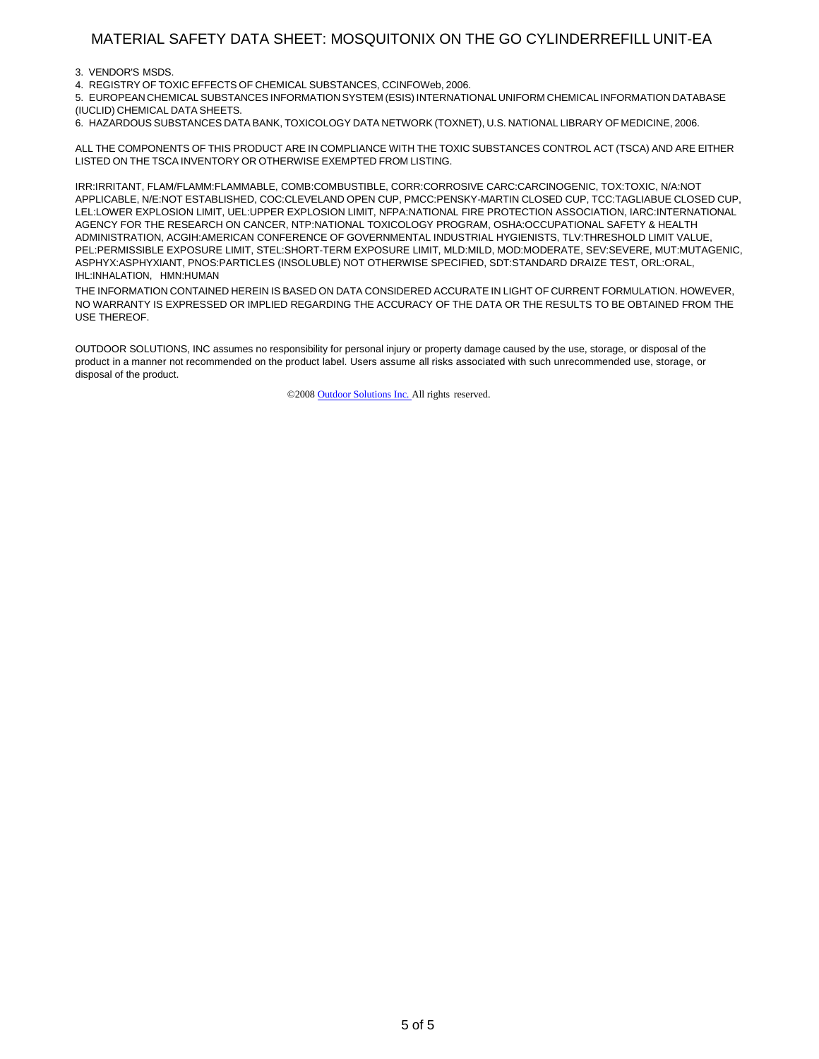3. VENDOR'S MSDS.
4. REGISTRY OF TOXIC EFFECTS OF CHEMICAL SUBSTANCES, CCINFOWeb, 2006.
5. EUROPEAN CHEMICAL SUBSTANCES INFORMATION SYSTEM (ESIS) INTERNATIONAL UNIFORM CHEMICAL INFORMATION DATABASE (IUCLID) CHEMICAL DATA SHEETS.
6. HAZARDOUS SUBSTANCES DATA BANK, TOXICOLOGY DATA NETWORK (TOXNET), U.S. NATIONAL LIBRARY OF MEDICINE, 2006.

ALL THE COMPONENTS OF THIS PRODUCT ARE IN COMPLIANCE WITH THE TOXIC SUBSTANCES CONTROL ACT (TSCA) AND ARE EITHER LISTED ON THE TSCA INVENTORY OR OTHERWISE EXEMPTED FROM LISTING.

IRR:IRRITANT, FLAM/FLAMM:FLAMMABLE, COMB:COMBUSTIBLE, CORR:CORROSIVE CARC:CARCINOGENIC, TOX:TOXIC, N/A:NOT APPLICABLE, N/E:NOT ESTABLISHED, COC:CLEVELAND OPEN CUP, PMCC:PENSKY-MARTIN CLOSED CUP, TCC:TAGLIABUE CLOSED CUP, LEL:LOWER EXPLOSION LIMIT, UEL:UPPER EXPLOSION LIMIT, NFPA:NATIONAL FIRE PROTECTION ASSOCIATION, IARC:INTERNATIONAL AGENCY FOR THE RESEARCH ON CANCER, NTP:NATIONAL TOXICOLOGY PROGRAM, OSHA:OCCUPATIONAL SAFETY & HEALTH ADMINISTRATION, ACGIH:AMERICAN CONFERENCE OF GOVERNMENTAL INDUSTRIAL HYGIENISTS, TLV:THRESHOLD LIMIT VALUE, PEL:PERMISSIBLE EXPOSURE LIMIT, STEL:SHORT-TERM EXPOSURE LIMIT, MLD:MILD, MOD:MODERATE, SEV:SEVERE, MUT:MUTAGENIC, ASPHYX:ASPHYXIANT, PNOS:PARTICLES (INSOLUBLE) NOT OTHERWISE SPECIFIED, SDT:STANDARD DRAIZE TEST, ORL:ORAL, IHL:INHALATION, HMN:HUMAN

THE INFORMATION CONTAINED HEREIN IS BASED ON DATA CONSIDERED ACCURATE IN LIGHT OF CURRENT FORMULATION. HOWEVER, NO WARRANTY IS EXPRESSED OR IMPLIED REGARDING THE ACCURACY OF THE DATA OR THE RESULTS TO BE OBTAINED FROM THE USE THEREOF.

OUTDOOR SOLUTIONS, INC assumes no responsibility for personal injury or property damage caused by the use, storage, or disposal of the product in a manner not recommended on the product label. Users assume all risks associated with such unrecommended use, storage, or disposal of the product.

©2008 Outdoor Solutions Inc. All rights reserved.